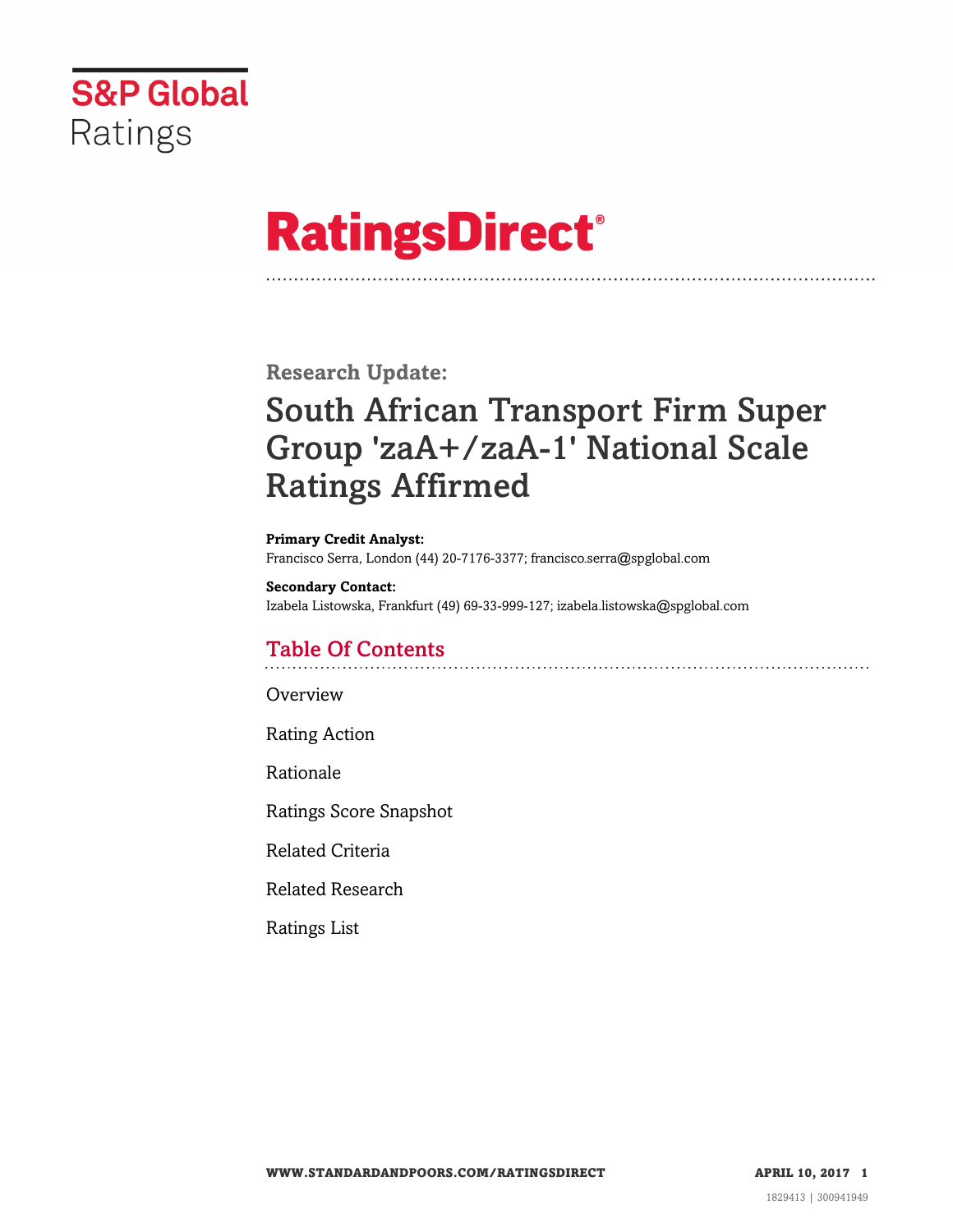S&P Global Ratings

# RatingsDirect®

## Research Update:

# South African Transport Firm Super Group 'zaA+/zaA-1' National Scale Ratings Affirmed

**Primary Credit Analyst:**
Francisco Serra, London (44) 20-7176-3377; francisco.serra@spglobal.com

**Secondary Contact:**
Izabela Listowska, Frankfurt (49) 69-33-999-127; izabela.listowska@spglobal.com

## Table Of Contents

Overview

Rating Action

Rationale

Ratings Score Snapshot

Related Criteria

Related Research

Ratings List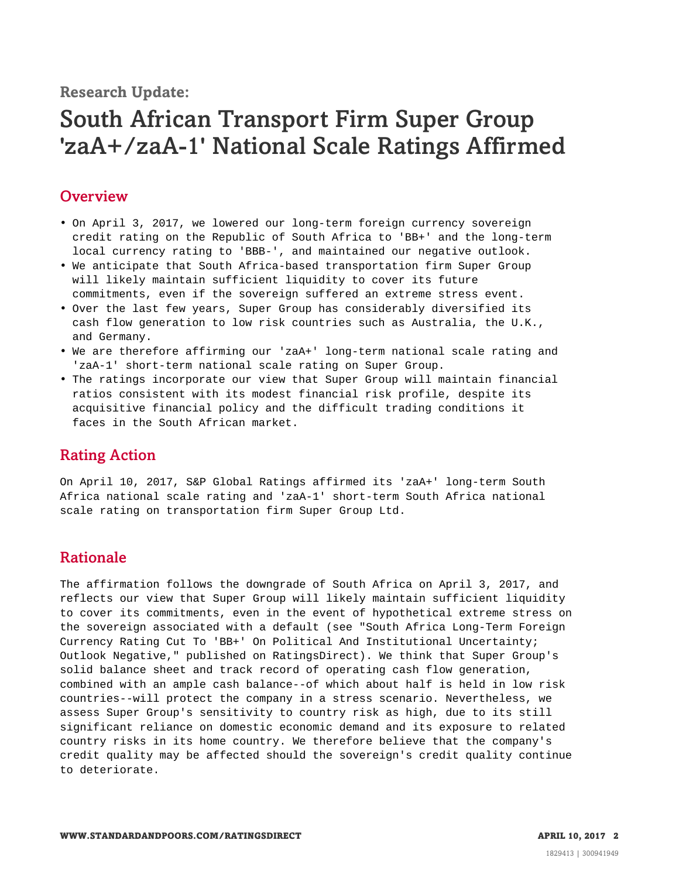**Research Update:**

# South African Transport Firm Super Group 'zaA+/zaA-1' National Scale Ratings Affirmed

## Overview

- On April 3, 2017, we lowered our long-term foreign currency sovereign credit rating on the Republic of South Africa to 'BB+' and the long-term local currency rating to 'BBB-', and maintained our negative outlook.
- We anticipate that South Africa-based transportation firm Super Group will likely maintain sufficient liquidity to cover its future commitments, even if the sovereign suffered an extreme stress event.
- Over the last few years, Super Group has considerably diversified its cash flow generation to low risk countries such as Australia, the U.K., and Germany.
- We are therefore affirming our 'zaA+' long-term national scale rating and 'zaA-1' short-term national scale rating on Super Group.
- The ratings incorporate our view that Super Group will maintain financial ratios consistent with its modest financial risk profile, despite its acquisitive financial policy and the difficult trading conditions it faces in the South African market.

## Rating Action

On April 10, 2017, S&P Global Ratings affirmed its 'zaA+' long-term South Africa national scale rating and 'zaA-1' short-term South Africa national scale rating on transportation firm Super Group Ltd.

## Rationale

The affirmation follows the downgrade of South Africa on April 3, 2017, and reflects our view that Super Group will likely maintain sufficient liquidity to cover its commitments, even in the event of hypothetical extreme stress on the sovereign associated with a default (see "South Africa Long-Term Foreign Currency Rating Cut To 'BB+' On Political And Institutional Uncertainty; Outlook Negative," published on RatingsDirect). We think that Super Group's solid balance sheet and track record of operating cash flow generation, combined with an ample cash balance--of which about half is held in low risk countries--will protect the company in a stress scenario. Nevertheless, we assess Super Group's sensitivity to country risk as high, due to its still significant reliance on domestic economic demand and its exposure to related country risks in its home country. We therefore believe that the company's credit quality may be affected should the sovereign's credit quality continue to deteriorate.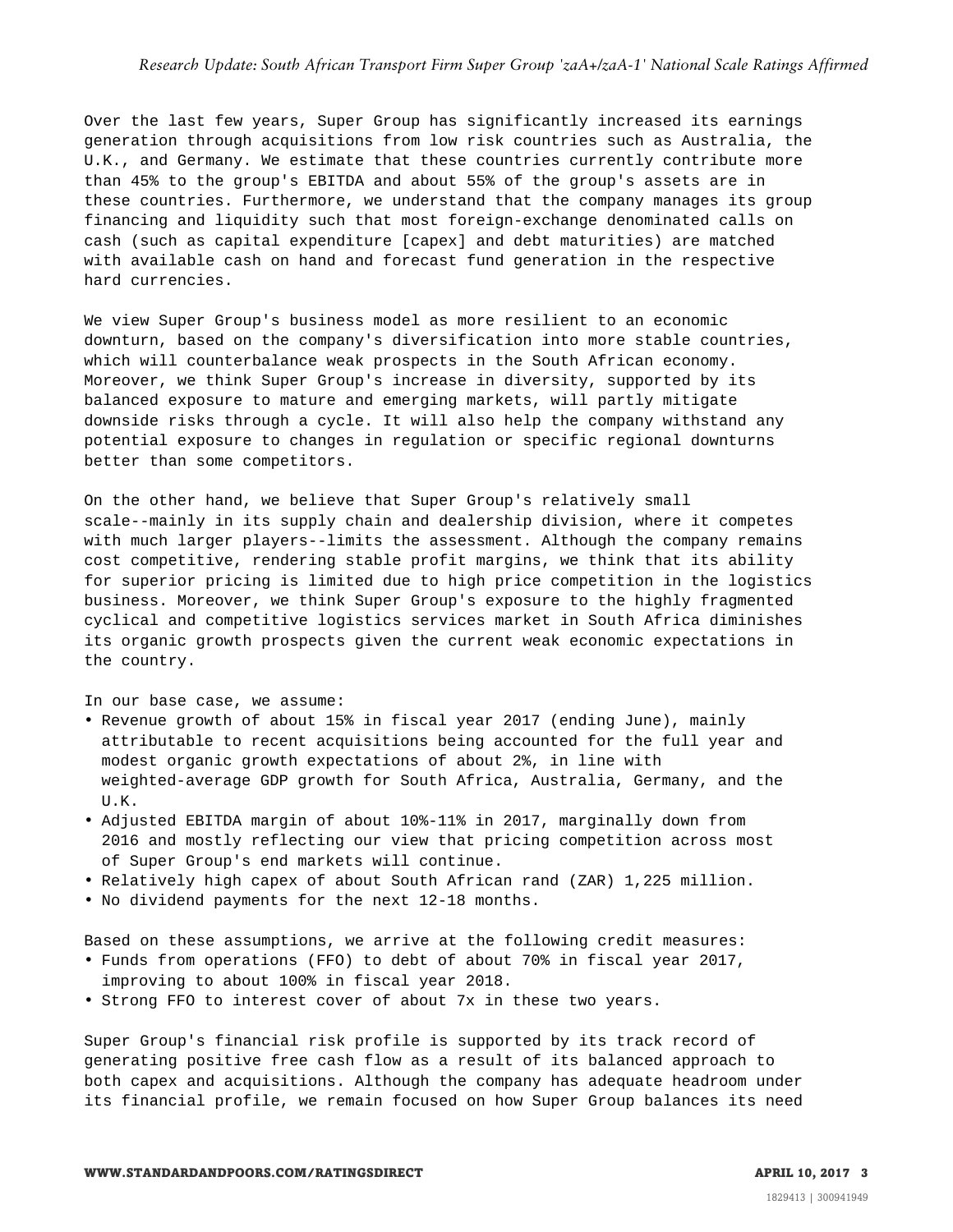Over the last few years, Super Group has significantly increased its earnings generation through acquisitions from low risk countries such as Australia, the U.K., and Germany. We estimate that these countries currently contribute more than 45% to the group's EBITDA and about 55% of the group's assets are in these countries. Furthermore, we understand that the company manages its group financing and liquidity such that most foreign-exchange denominated calls on cash (such as capital expenditure [capex] and debt maturities) are matched with available cash on hand and forecast fund generation in the respective hard currencies.

We view Super Group's business model as more resilient to an economic downturn, based on the company's diversification into more stable countries, which will counterbalance weak prospects in the South African economy. Moreover, we think Super Group's increase in diversity, supported by its balanced exposure to mature and emerging markets, will partly mitigate downside risks through a cycle. It will also help the company withstand any potential exposure to changes in regulation or specific regional downturns better than some competitors.

On the other hand, we believe that Super Group's relatively small scale--mainly in its supply chain and dealership division, where it competes with much larger players--limits the assessment. Although the company remains cost competitive, rendering stable profit margins, we think that its ability for superior pricing is limited due to high price competition in the logistics business. Moreover, we think Super Group's exposure to the highly fragmented cyclical and competitive logistics services market in South Africa diminishes its organic growth prospects given the current weak economic expectations in the country.

In our base case, we assume:

- Revenue growth of about 15% in fiscal year 2017 (ending June), mainly attributable to recent acquisitions being accounted for the full year and modest organic growth expectations of about 2%, in line with weighted-average GDP growth for South Africa, Australia, Germany, and the U.K.
- Adjusted EBITDA margin of about 10%-11% in 2017, marginally down from 2016 and mostly reflecting our view that pricing competition across most of Super Group's end markets will continue.
- Relatively high capex of about South African rand (ZAR) 1,225 million.
- No dividend payments for the next 12-18 months.

Based on these assumptions, we arrive at the following credit measures:

- Funds from operations (FFO) to debt of about 70% in fiscal year 2017, improving to about 100% in fiscal year 2018.
- Strong FFO to interest cover of about 7x in these two years.

Super Group's financial risk profile is supported by its track record of generating positive free cash flow as a result of its balanced approach to both capex and acquisitions. Although the company has adequate headroom under its financial profile, we remain focused on how Super Group balances its need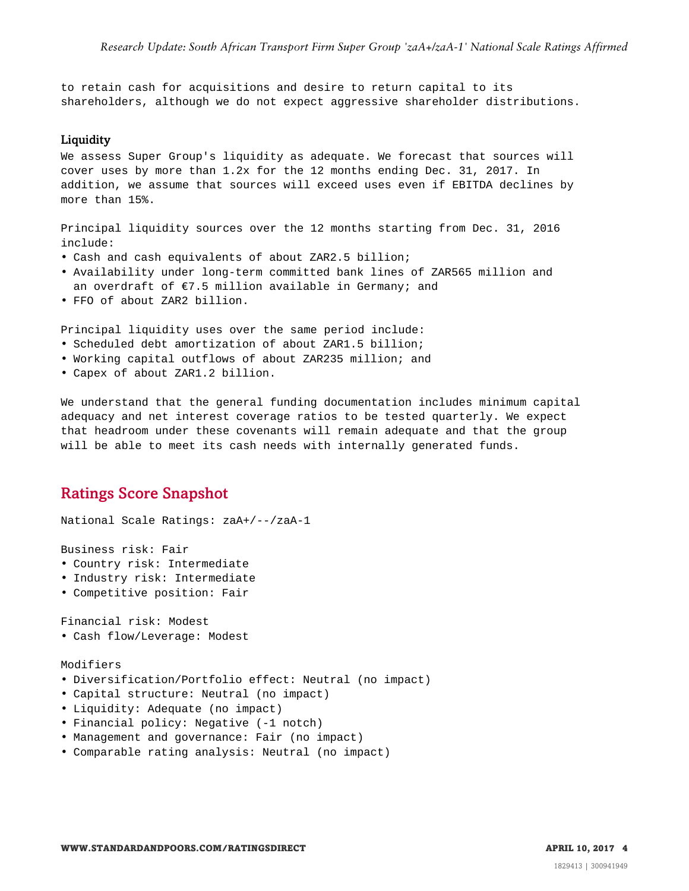to retain cash for acquisitions and desire to return capital to its shareholders, although we do not expect aggressive shareholder distributions.

### Liquidity

We assess Super Group's liquidity as adequate. We forecast that sources will cover uses by more than 1.2x for the 12 months ending Dec. 31, 2017. In addition, we assume that sources will exceed uses even if EBITDA declines by more than 15%.

Principal liquidity sources over the 12 months starting from Dec. 31, 2016 include:

- Cash and cash equivalents of about ZAR2.5 billion;
- Availability under long-term committed bank lines of ZAR565 million and an overdraft of €7.5 million available in Germany; and
- FFO of about ZAR2 billion.

Principal liquidity uses over the same period include:

- Scheduled debt amortization of about ZAR1.5 billion;
- Working capital outflows of about ZAR235 million; and
- Capex of about ZAR1.2 billion.

We understand that the general funding documentation includes minimum capital adequacy and net interest coverage ratios to be tested quarterly. We expect that headroom under these covenants will remain adequate and that the group will be able to meet its cash needs with internally generated funds.

## Ratings Score Snapshot

National Scale Ratings: zaA+/--/zaA-1

Business risk: Fair

- Country risk: Intermediate
- Industry risk: Intermediate
- Competitive position: Fair

Financial risk: Modest

- Cash flow/Leverage: Modest

Modifiers

- Diversification/Portfolio effect: Neutral (no impact)
- Capital structure: Neutral (no impact)
- Liquidity: Adequate (no impact)
- Financial policy: Negative (-1 notch)
- Management and governance: Fair (no impact)
- Comparable rating analysis: Neutral (no impact)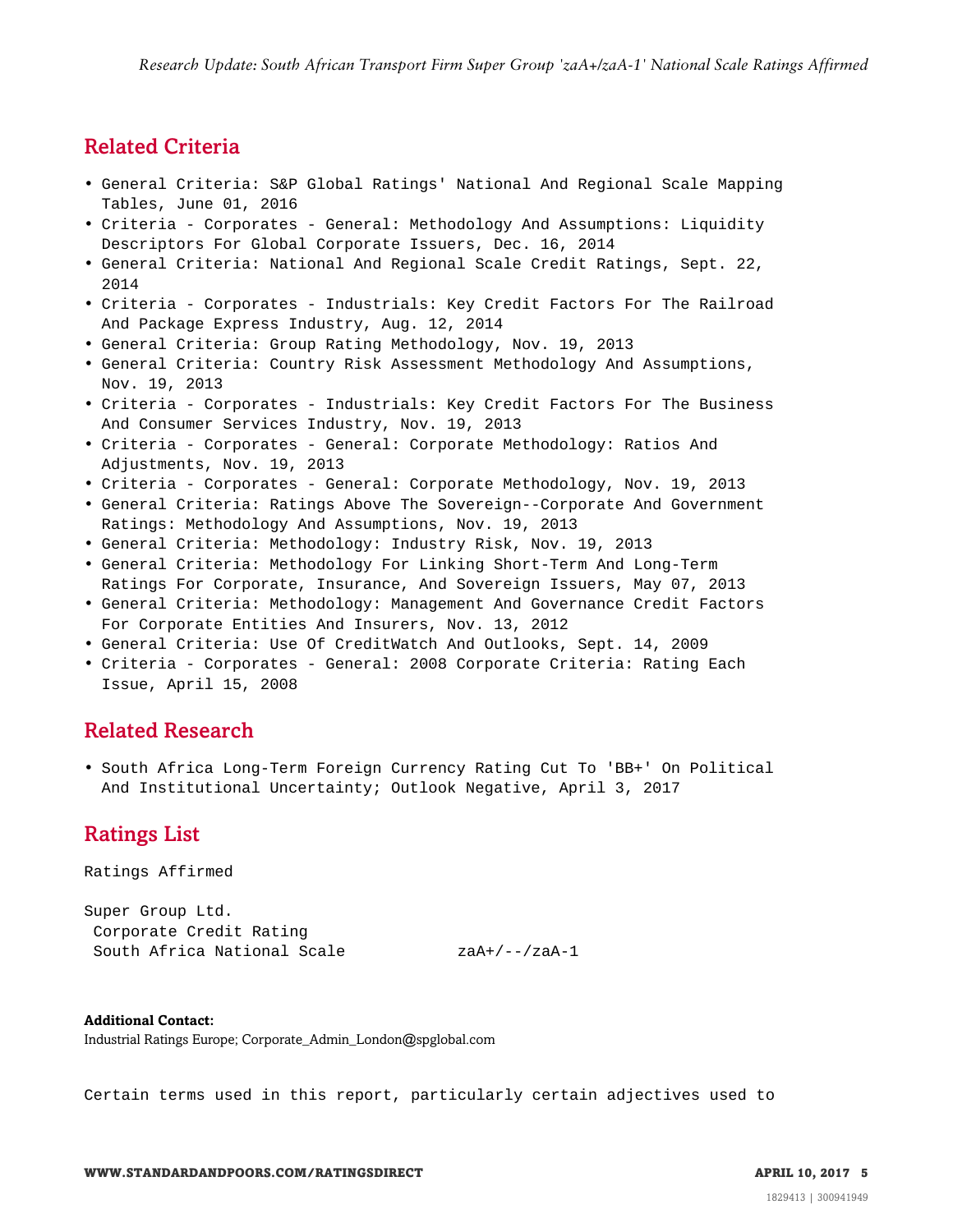## Related Criteria

- General Criteria: S&P Global Ratings' National And Regional Scale Mapping Tables, June 01, 2016
- Criteria - Corporates - General: Methodology And Assumptions: Liquidity Descriptors For Global Corporate Issuers, Dec. 16, 2014
- General Criteria: National And Regional Scale Credit Ratings, Sept. 22, 2014
- Criteria - Corporates - Industrials: Key Credit Factors For The Railroad And Package Express Industry, Aug. 12, 2014
- General Criteria: Group Rating Methodology, Nov. 19, 2013
- General Criteria: Country Risk Assessment Methodology And Assumptions, Nov. 19, 2013
- Criteria - Corporates - Industrials: Key Credit Factors For The Business And Consumer Services Industry, Nov. 19, 2013
- Criteria - Corporates - General: Corporate Methodology: Ratios And Adjustments, Nov. 19, 2013
- Criteria - Corporates - General: Corporate Methodology, Nov. 19, 2013
- General Criteria: Ratings Above The Sovereign--Corporate And Government Ratings: Methodology And Assumptions, Nov. 19, 2013
- General Criteria: Methodology: Industry Risk, Nov. 19, 2013
- General Criteria: Methodology For Linking Short-Term And Long-Term Ratings For Corporate, Insurance, And Sovereign Issuers, May 07, 2013
- General Criteria: Methodology: Management And Governance Credit Factors For Corporate Entities And Insurers, Nov. 13, 2012
- General Criteria: Use Of CreditWatch And Outlooks, Sept. 14, 2009
- Criteria - Corporates - General: 2008 Corporate Criteria: Rating Each Issue, April 15, 2008

## Related Research

- South Africa Long-Term Foreign Currency Rating Cut To 'BB+' On Political And Institutional Uncertainty; Outlook Negative, April 3, 2017

## Ratings List

Ratings Affirmed

| Super Group Ltd. | |
|---|---|
| Corporate Credit Rating | |
| South Africa National Scale | zaA+/--/zaA-1 |

**Additional Contact:**
Industrial Ratings Europe; Corporate_Admin_London@spglobal.com

Certain terms used in this report, particularly certain adjectives used to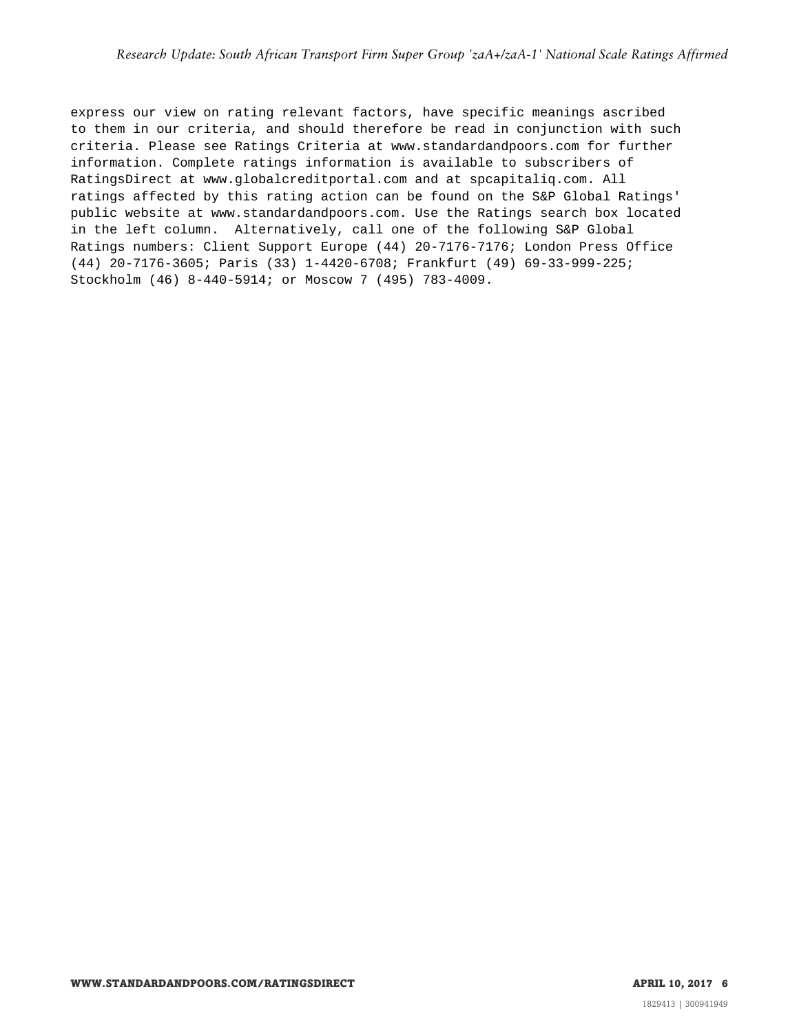express our view on rating relevant factors, have specific meanings ascribed to them in our criteria, and should therefore be read in conjunction with such criteria. Please see Ratings Criteria at www.standardandpoors.com for further information. Complete ratings information is available to subscribers of RatingsDirect at www.globalcreditportal.com and at spcapitaliq.com. All ratings affected by this rating action can be found on the S&P Global Ratings' public website at www.standardandpoors.com. Use the Ratings search box located in the left column. Alternatively, call one of the following S&P Global Ratings numbers: Client Support Europe (44) 20-7176-7176; London Press Office (44) 20-7176-3605; Paris (33) 1-4420-6708; Frankfurt (49) 69-33-999-225; Stockholm (46) 8-440-5914; or Moscow 7 (495) 783-4009.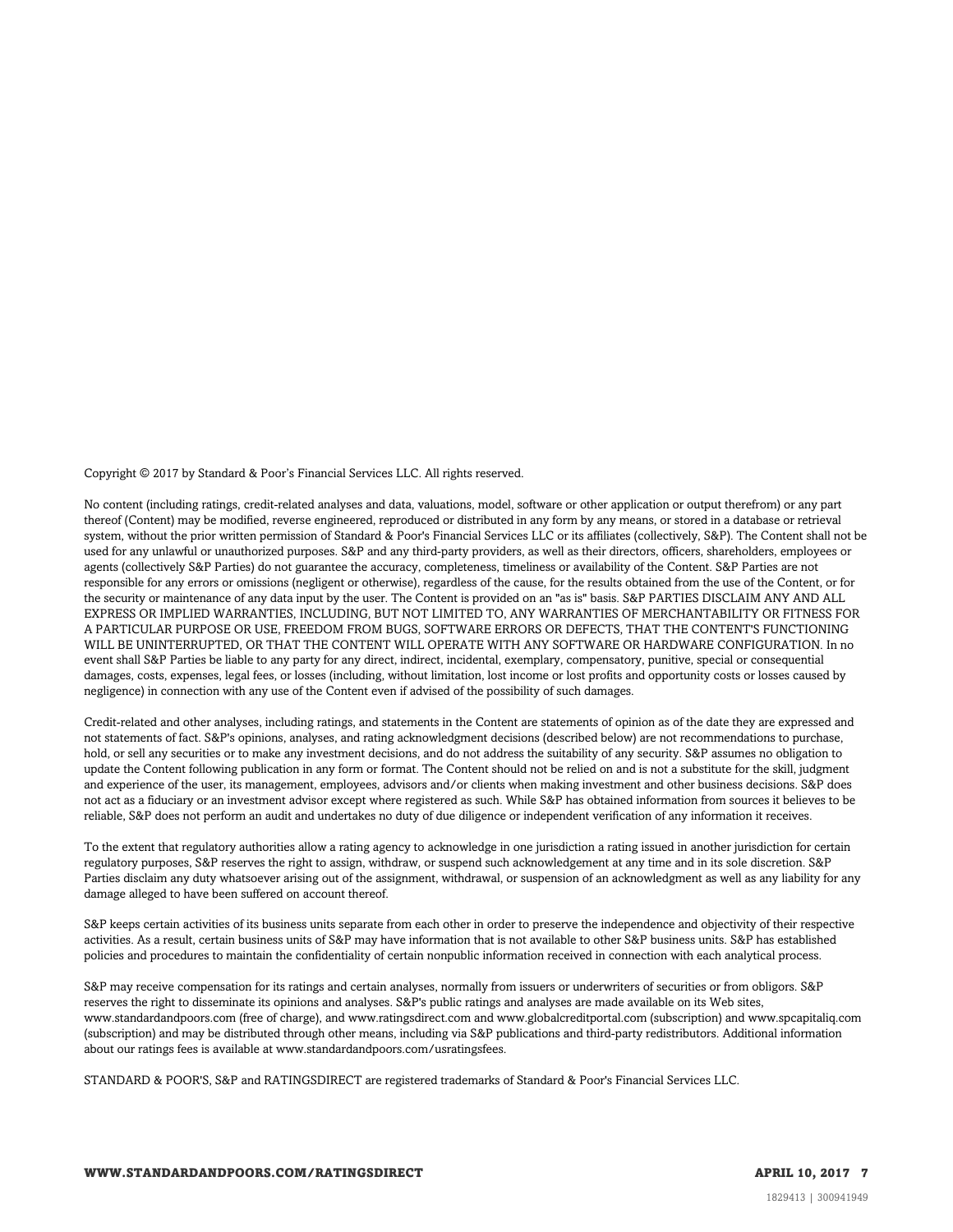Copyright © 2017 by Standard & Poor's Financial Services LLC. All rights reserved.

No content (including ratings, credit-related analyses and data, valuations, model, software or other application or output therefrom) or any part thereof (Content) may be modified, reverse engineered, reproduced or distributed in any form by any means, or stored in a database or retrieval system, without the prior written permission of Standard & Poor's Financial Services LLC or its affiliates (collectively, S&P). The Content shall not be used for any unlawful or unauthorized purposes. S&P and any third-party providers, as well as their directors, officers, shareholders, employees or agents (collectively S&P Parties) do not guarantee the accuracy, completeness, timeliness or availability of the Content. S&P Parties are not responsible for any errors or omissions (negligent or otherwise), regardless of the cause, for the results obtained from the use of the Content, or for the security or maintenance of any data input by the user. The Content is provided on an "as is" basis. S&P PARTIES DISCLAIM ANY AND ALL EXPRESS OR IMPLIED WARRANTIES, INCLUDING, BUT NOT LIMITED TO, ANY WARRANTIES OF MERCHANTABILITY OR FITNESS FOR A PARTICULAR PURPOSE OR USE, FREEDOM FROM BUGS, SOFTWARE ERRORS OR DEFECTS, THAT THE CONTENT'S FUNCTIONING WILL BE UNINTERRUPTED, OR THAT THE CONTENT WILL OPERATE WITH ANY SOFTWARE OR HARDWARE CONFIGURATION. In no event shall S&P Parties be liable to any party for any direct, indirect, incidental, exemplary, compensatory, punitive, special or consequential damages, costs, expenses, legal fees, or losses (including, without limitation, lost income or lost profits and opportunity costs or losses caused by negligence) in connection with any use of the Content even if advised of the possibility of such damages.

Credit-related and other analyses, including ratings, and statements in the Content are statements of opinion as of the date they are expressed and not statements of fact. S&P's opinions, analyses, and rating acknowledgment decisions (described below) are not recommendations to purchase, hold, or sell any securities or to make any investment decisions, and do not address the suitability of any security. S&P assumes no obligation to update the Content following publication in any form or format. The Content should not be relied on and is not a substitute for the skill, judgment and experience of the user, its management, employees, advisors and/or clients when making investment and other business decisions. S&P does not act as a fiduciary or an investment advisor except where registered as such. While S&P has obtained information from sources it believes to be reliable, S&P does not perform an audit and undertakes no duty of due diligence or independent verification of any information it receives.

To the extent that regulatory authorities allow a rating agency to acknowledge in one jurisdiction a rating issued in another jurisdiction for certain regulatory purposes, S&P reserves the right to assign, withdraw, or suspend such acknowledgement at any time and in its sole discretion. S&P Parties disclaim any duty whatsoever arising out of the assignment, withdrawal, or suspension of an acknowledgment as well as any liability for any damage alleged to have been suffered on account thereof.

S&P keeps certain activities of its business units separate from each other in order to preserve the independence and objectivity of their respective activities. As a result, certain business units of S&P may have information that is not available to other S&P business units. S&P has established policies and procedures to maintain the confidentiality of certain nonpublic information received in connection with each analytical process.

S&P may receive compensation for its ratings and certain analyses, normally from issuers or underwriters of securities or from obligors. S&P reserves the right to disseminate its opinions and analyses. S&P's public ratings and analyses are made available on its Web sites, www.standardandpoors.com (free of charge), and www.ratingsdirect.com and www.globalcreditportal.com (subscription) and www.spcapitaliq.com (subscription) and may be distributed through other means, including via S&P publications and third-party redistributors. Additional information about our ratings fees is available at www.standardandpoors.com/usratingsfees.

STANDARD & POOR'S, S&P and RATINGSDIRECT are registered trademarks of Standard & Poor's Financial Services LLC.